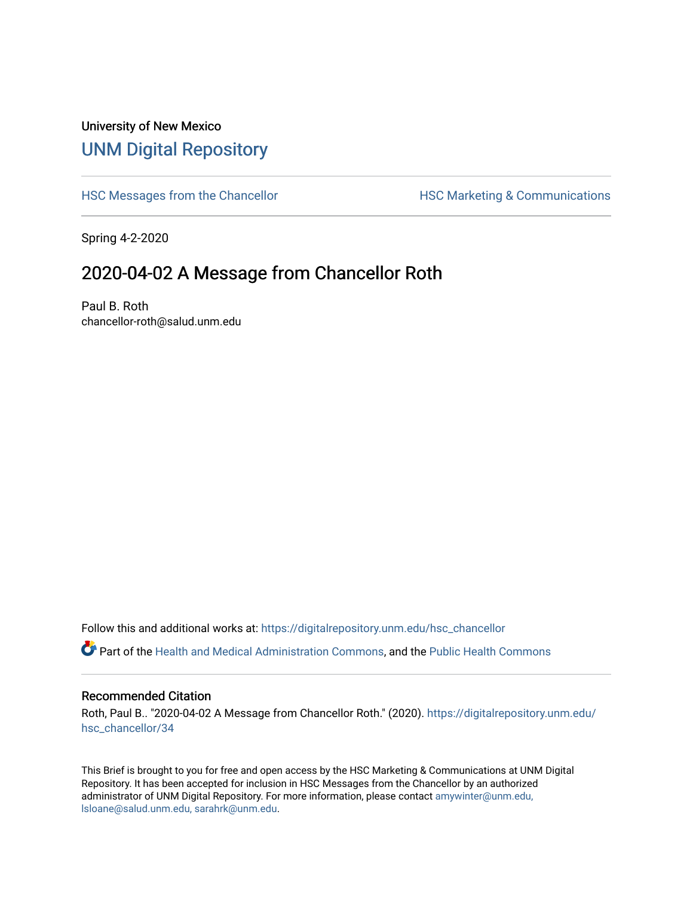University of New Mexico

# UNM Digital Repository

HSC Messages from the Chancellor

HSC Marketing & Communications

Spring 4-2-2020

## 2020-04-02 A Message from Chancellor Roth

Paul B. Roth
chancellor-roth@salud.unm.edu

Follow this and additional works at: https://digitalrepository.unm.edu/hsc_chancellor

Part of the Health and Medical Administration Commons, and the Public Health Commons

### Recommended Citation

Roth, Paul B.. "2020-04-02 A Message from Chancellor Roth." (2020). https://digitalrepository.unm.edu/hsc_chancellor/34

This Brief is brought to you for free and open access by the HSC Marketing & Communications at UNM Digital Repository. It has been accepted for inclusion in HSC Messages from the Chancellor by an authorized administrator of UNM Digital Repository. For more information, please contact amywinter@unm.edu, lsloane@salud.unm.edu, sarahrk@unm.edu.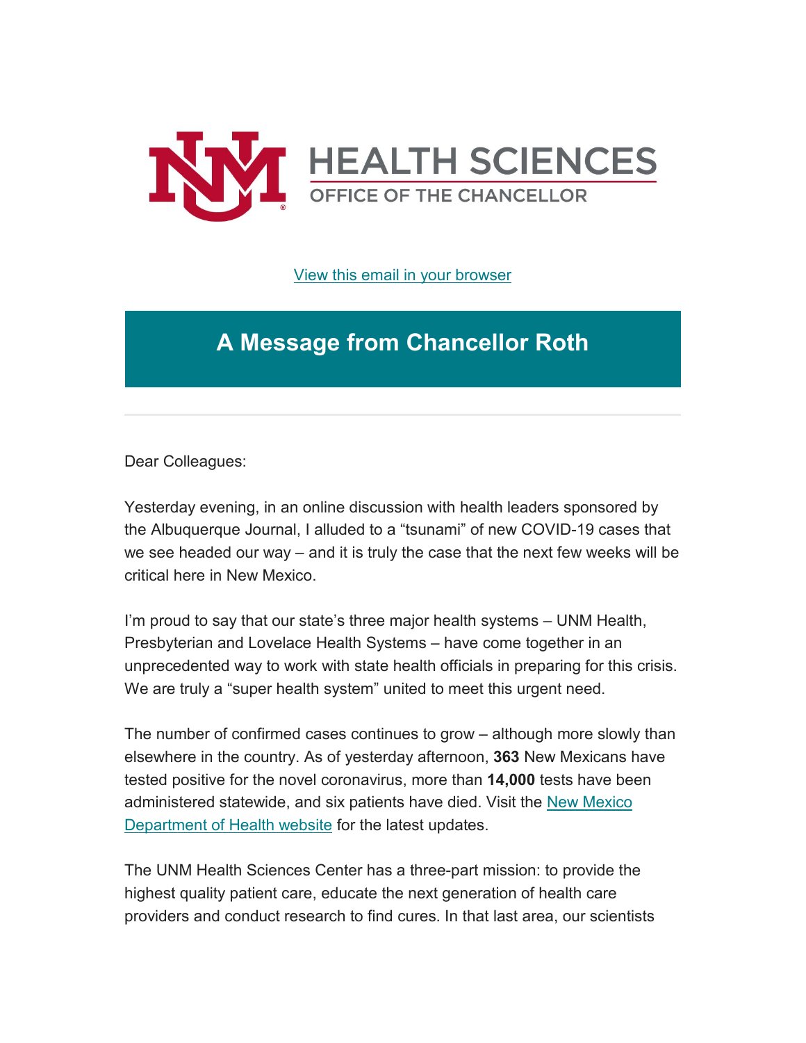HEALTH SCIENCES

OFFICE OF THE CHANCELLOR

[View this email in your browser]

## A Message from Chancellor Roth

Dear Colleagues:

Yesterday evening, in an online discussion with health leaders sponsored by the Albuquerque Journal, I alluded to a "tsunami" of new COVID-19 cases that we see headed our way – and it is truly the case that the next few weeks will be critical here in New Mexico.

I'm proud to say that our state's three major health systems – UNM Health, Presbyterian and Lovelace Health Systems – have come together in an unprecedented way to work with state health officials in preparing for this crisis. We are truly a "super health system" united to meet this urgent need.

The number of confirmed cases continues to grow – although more slowly than elsewhere in the country. As of yesterday afternoon, **363** New Mexicans have tested positive for the novel coronavirus, more than **14,000** tests have been administered statewide, and six patients have died. Visit the [New Mexico Department of Health website] for the latest updates.

The UNM Health Sciences Center has a three-part mission: to provide the highest quality patient care, educate the next generation of health care providers and conduct research to find cures. In that last area, our scientists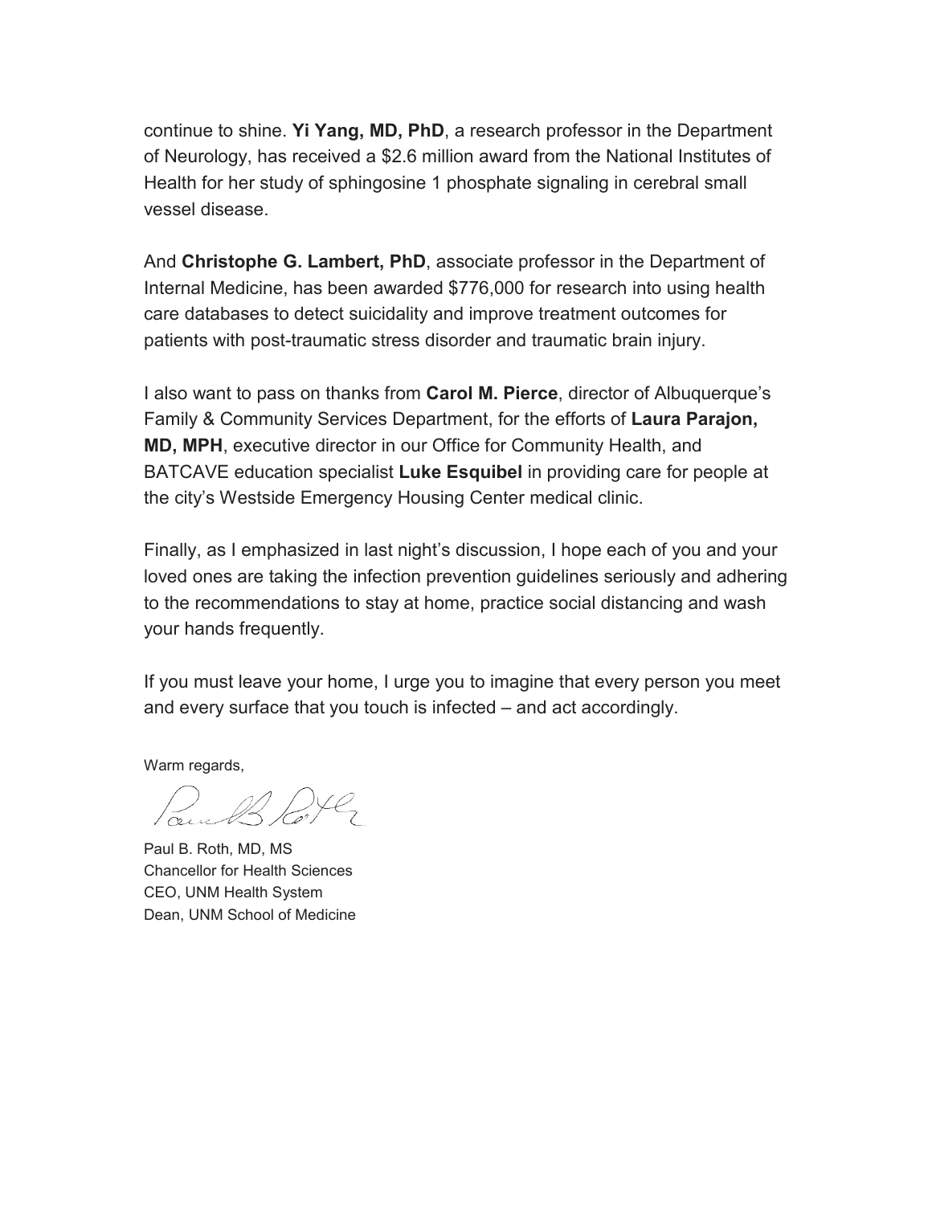continue to shine. **Yi Yang, MD, PhD**, a research professor in the Department of Neurology, has received a $2.6 million award from the National Institutes of Health for her study of sphingosine 1 phosphate signaling in cerebral small vessel disease.

And **Christophe G. Lambert, PhD**, associate professor in the Department of Internal Medicine, has been awarded $776,000 for research into using health care databases to detect suicidality and improve treatment outcomes for patients with post-traumatic stress disorder and traumatic brain injury.

I also want to pass on thanks from **Carol M. Pierce**, director of Albuquerque's Family & Community Services Department, for the efforts of **Laura Parajon, MD, MPH**, executive director in our Office for Community Health, and BATCAVE education specialist **Luke Esquibel** in providing care for people at the city's Westside Emergency Housing Center medical clinic.

Finally, as I emphasized in last night's discussion, I hope each of you and your loved ones are taking the infection prevention guidelines seriously and adhering to the recommendations to stay at home, practice social distancing and wash your hands frequently.

If you must leave your home, I urge you to imagine that every person you meet and every surface that you touch is infected – and act accordingly.

Warm regards,

Paul B. Roth, MD, MS
Chancellor for Health Sciences
CEO, UNM Health System
Dean, UNM School of Medicine